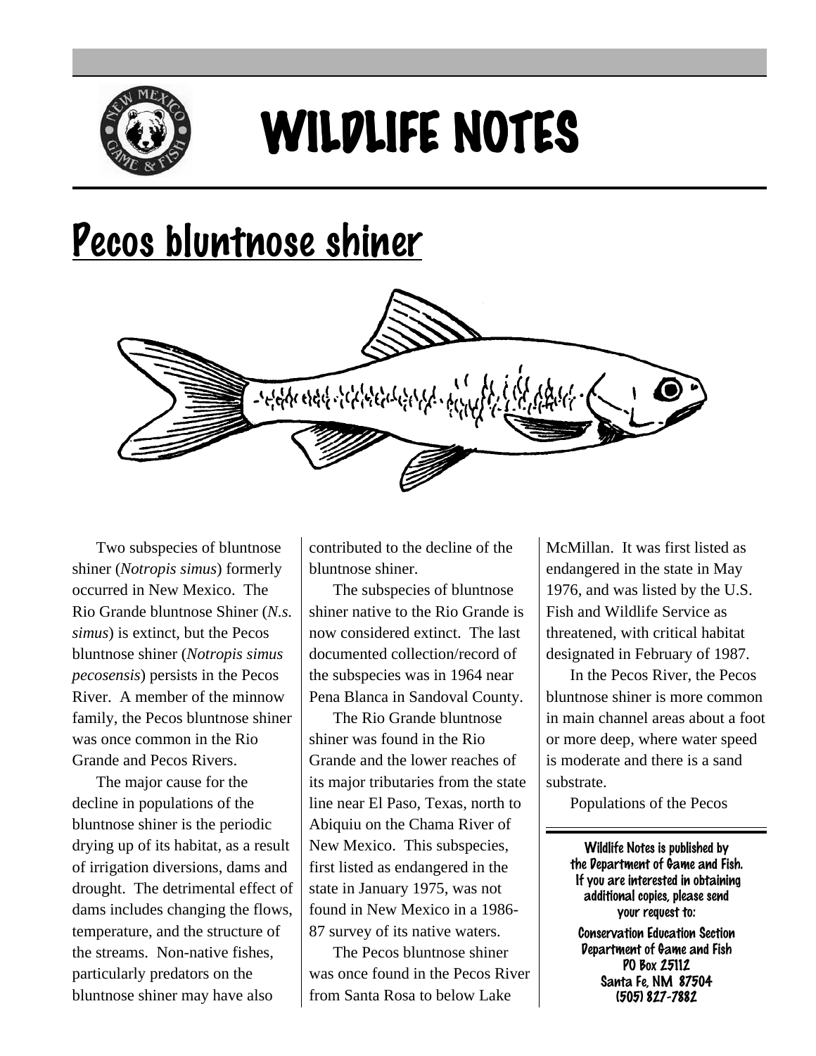# WILDLIFE NOTES

## Pecos bluntnose shiner

Two subspecies of bluntnose shiner (*Notropis simus*) formerly occurred in New Mexico. The Rio Grande bluntnose Shiner (*N.s. simus*) is extinct, but the Pecos bluntnose shiner (*Notropis simus pecosensis*) persists in the Pecos River. A member of the minnow family, the Pecos bluntnose shiner was once common in the Rio Grande and Pecos Rivers.

The major cause for the decline in populations of the bluntnose shiner is the periodic drying up of its habitat, as a result of irrigation diversions, dams and drought. The detrimental effect of dams includes changing the flows, temperature, and the structure of the streams. Non-native fishes, particularly predators on the bluntnose shiner may have also contributed to the decline of the bluntnose shiner.

The subspecies of bluntnose shiner native to the Rio Grande is now considered extinct. The last documented collection/record of the subspecies was in 1964 near Pena Blanca in Sandoval County.

The Rio Grande bluntnose shiner was found in the Rio Grande and the lower reaches of its major tributaries from the state line near El Paso, Texas, north to Abiquiu on the Chama River of New Mexico. This subspecies, first listed as endangered in the state in January 1975, was not found in New Mexico in a 1986-87 survey of its native waters.

The Pecos bluntnose shiner was once found in the Pecos River from Santa Rosa to below Lake McMillan. It was first listed as endangered in the state in May 1976, and was listed by the U.S. Fish and Wildlife Service as threatened, with critical habitat designated in February of 1987.

In the Pecos River, the Pecos bluntnose shiner is more common in main channel areas about a foot or more deep, where water speed is moderate and there is a sand substrate.

Populations of the Pecos

---

Wildlife Notes is published by the Department of Game and Fish. If you are interested in obtaining additional copies, please send your request to:

Conservation Education Section
Department of Game and Fish
PO Box 25112
Santa Fe, NM 87504
(505) 827-7882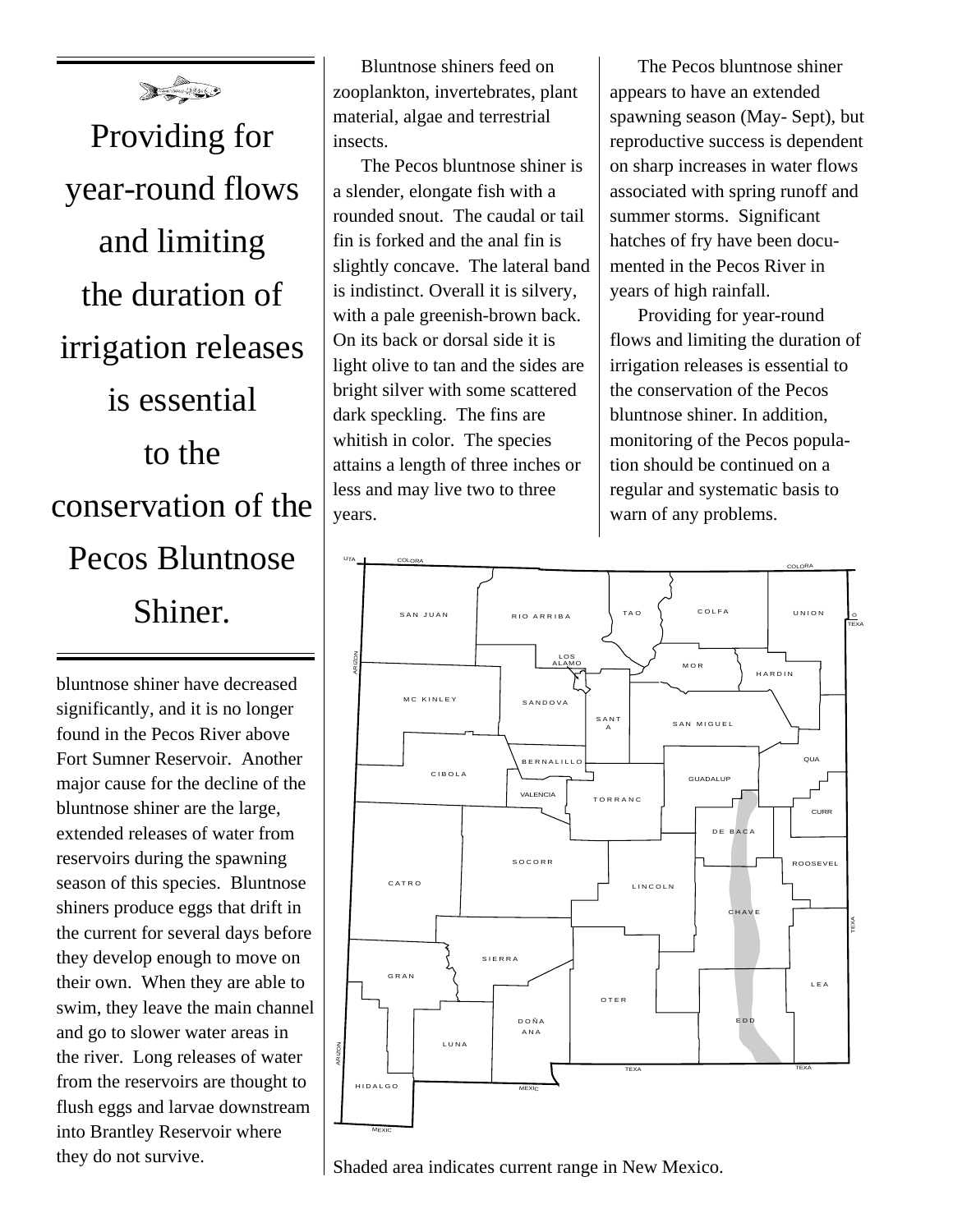Providing for year-round flows and limiting the duration of irrigation releases is essential to the conservation of the Pecos Bluntnose Shiner.

bluntnose shiner have decreased significantly, and it is no longer found in the Pecos River above Fort Sumner Reservoir. Another major cause for the decline of the bluntnose shiner are the large, extended releases of water from reservoirs during the spawning season of this species. Bluntnose shiners produce eggs that drift in the current for several days before they develop enough to move on their own. When they are able to swim, they leave the main channel and go to slower water areas in the river. Long releases of water from the reservoirs are thought to flush eggs and larvae downstream into Brantley Reservoir where they do not survive.

Bluntnose shiners feed on zooplankton, invertebrates, plant material, algae and terrestrial insects.

The Pecos bluntnose shiner is a slender, elongate fish with a rounded snout. The caudal or tail fin is forked and the anal fin is slightly concave. The lateral band is indistinct. Overall it is silvery, with a pale greenish-brown back. On its back or dorsal side it is light olive to tan and the sides are bright silver with some scattered dark speckling. The fins are whitish in color. The species attains a length of three inches or less and may live two to three years.

The Pecos bluntnose shiner appears to have an extended spawning season (May- Sept), but reproductive success is dependent on sharp increases in water flows associated with spring runoff and summer storms. Significant hatches of fry have been documented in the Pecos River in years of high rainfall.

Providing for year-round flows and limiting the duration of irrigation releases is essential to the conservation of the Pecos bluntnose shiner. In addition, monitoring of the Pecos population should be continued on a regular and systematic basis to warn of any problems.

UTA
COLORA
COLORA
O
TEXA
SAN JUAN
RIO ARRIBA
TAO
COLFA
UNION
ARIZON
LOS ALAMO
MOR
HARDIN
MC KINLEY
SANDOVA
SANT A
SAN MIGUEL
BERNALILLO
QUA
CIBOLA
GUADALUP
VALENCIA
TORRANC
CURR
DE BACA
SOCORR
ROOSEVEL
CATRO
LINCOLN
CHAVE
TEXA
SIERRA
GRAN
LEA
OTER
DOÑA ANA
EDD
LUNA
ARIZON
TEXA
TEXA
HIDALGO
MEXIC
MEXIC

Shaded area indicates current range in New Mexico.